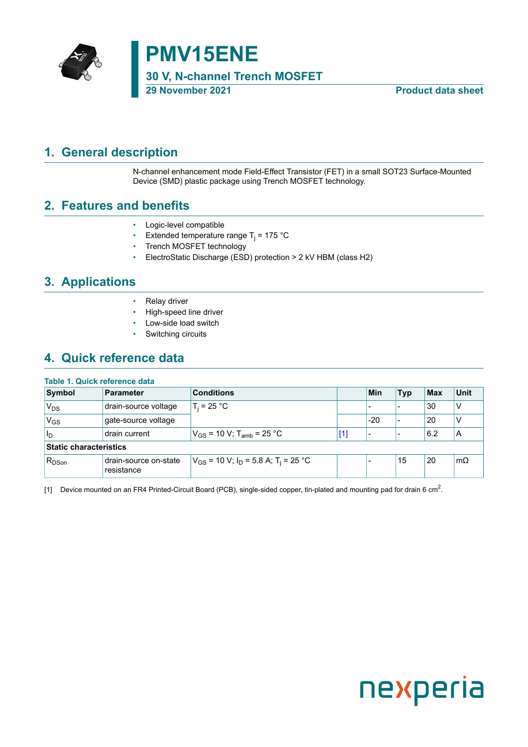# PMV15ENE

**30 V, N-channel Trench MOSFET**

**29 November 2021** | **Product data sheet**

## 1. General description

N-channel enhancement mode Field-Effect Transistor (FET) in a small SOT23 Surface-Mounted Device (SMD) plastic package using Trench MOSFET technology.

## 2. Features and benefits

- Logic-level compatible
- Extended temperature range $T_j$ = 175 °C
- Trench MOSFET technology
- ElectroStatic Discharge (ESD) protection > 2 kV HBM (class H2)

## 3. Applications

- Relay driver
- High-speed line driver
- Low-side load switch
- Switching circuits

## 4. Quick reference data

**Table 1. Quick reference data**

| Symbol | Parameter | Conditions | | Min | Typ | Max | Unit |
|---|---|---|---|---|---|---|---|
| $V_{DS}$ | drain-source voltage | $T_j$ = 25 °C | | - | - | 30 | V |
| $V_{GS}$ | gate-source voltage | | | -20 | - | 20 | V |
| $I_D$ | drain current | $V_{GS}$ = 10 V; $T_{amb}$ = 25 °C | [1] | - | - | 6.2 | A |
| **Static characteristics** | | | | | | | |
| $R_{DSon}$ | drain-source on-state resistance | $V_{GS}$ = 10 V; $I_D$ = 5.8 A; $T_j$ = 25 °C | | - | 15 | 20 | mΩ |

[1] Device mounted on an FR4 Printed-Circuit Board (PCB), single-sided copper, tin-plated and mounting pad for drain 6 $cm^2$.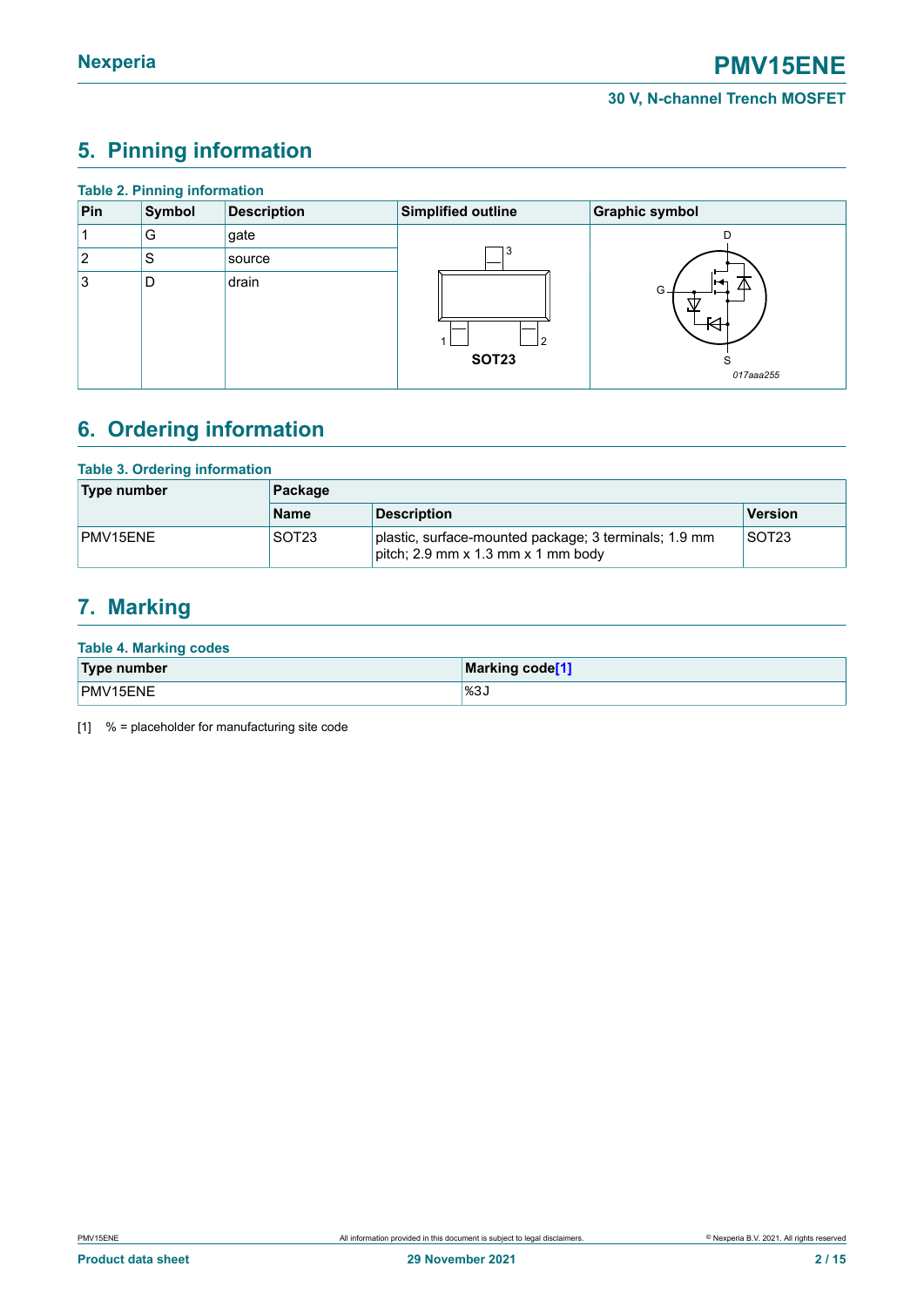## 5. Pinning information

**Table 2. Pinning information**

| Pin | Symbol | Description | Simplified outline | Graphic symbol |
|---|---|---|---|---|
| 1 | G | gate | SOT23 | 017aaa255 |
| 2 | S | source | | |
| 3 | D | drain | | |

## 6. Ordering information

**Table 3. Ordering information**

| Type number | Package | | |
|---|---|---|---|
| | Name | Description | Version |
| PMV15ENE | SOT23 | plastic, surface-mounted package; 3 terminals; 1.9 mm pitch; 2.9 mm x 1.3 mm x 1 mm body | SOT23 |

## 7. Marking

**Table 4. Marking codes**

| Type number | Marking code[1] |
|---|---|
| PMV15ENE | %3J |

[1] % = placeholder for manufacturing site code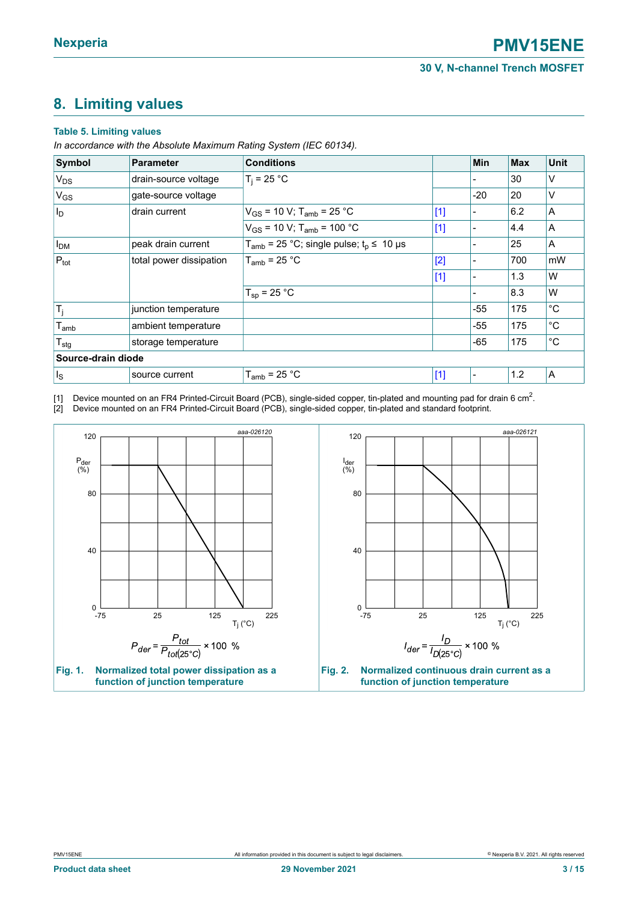## 8. Limiting values

**Table 5. Limiting values**

*In accordance with the Absolute Maximum Rating System (IEC 60134).*

| Symbol | Parameter | Conditions | | Min | Max | Unit |
|---|---|---|---|---|---|---|
| $V_{DS}$ | drain-source voltage | $T_j$ = 25 °C | | - | 30 | V |
| $V_{GS}$ | gate-source voltage | | | -20 | 20 | V |
| $I_D$ | drain current | $V_{GS}$ = 10 V; $T_{amb}$ = 25 °C | [1] | - | 6.2 | A |
| | | $V_{GS}$ = 10 V; $T_{amb}$ = 100 °C | [1] | - | 4.4 | A |
| $I_{DM}$ | peak drain current | $T_{amb}$ = 25 °C; single pulse; $t_p$ ≤ 10 µs | | - | 25 | A |
| $P_{tot}$ | total power dissipation | $T_{amb}$ = 25 °C | [2] | - | 700 | mW |
| | | | [1] | - | 1.3 | W |
| | | $T_{sp}$ = 25 °C | | - | 8.3 | W |
| $T_j$ | junction temperature | | | -55 | 175 | °C |
| $T_{amb}$ | ambient temperature | | | -55 | 175 | °C |
| $T_{stg}$ | storage temperature | | | -65 | 175 | °C |
| **Source-drain diode** | | | | | | |
| $I_S$ | source current | $T_{amb}$ = 25 °C | [1] | - | 1.2 | A |

[1] Device mounted on an FR4 Printed-Circuit Board (PCB), single-sided copper, tin-plated and mounting pad for drain 6 $cm^2$.

[2] Device mounted on an FR4 Printed-Circuit Board (PCB), single-sided copper, tin-plated and standard footprint.

$$P_{der} = \frac{P_{tot}}{P_{tot(25°C)}} \times 100\ \%$$

**Fig. 1. Normalized total power dissipation as a function of junction temperature**

$$I_{der} = \frac{I_D}{I_{D(25°C)}} \times 100\ \%$$

**Fig. 2. Normalized continuous drain current as a function of junction temperature**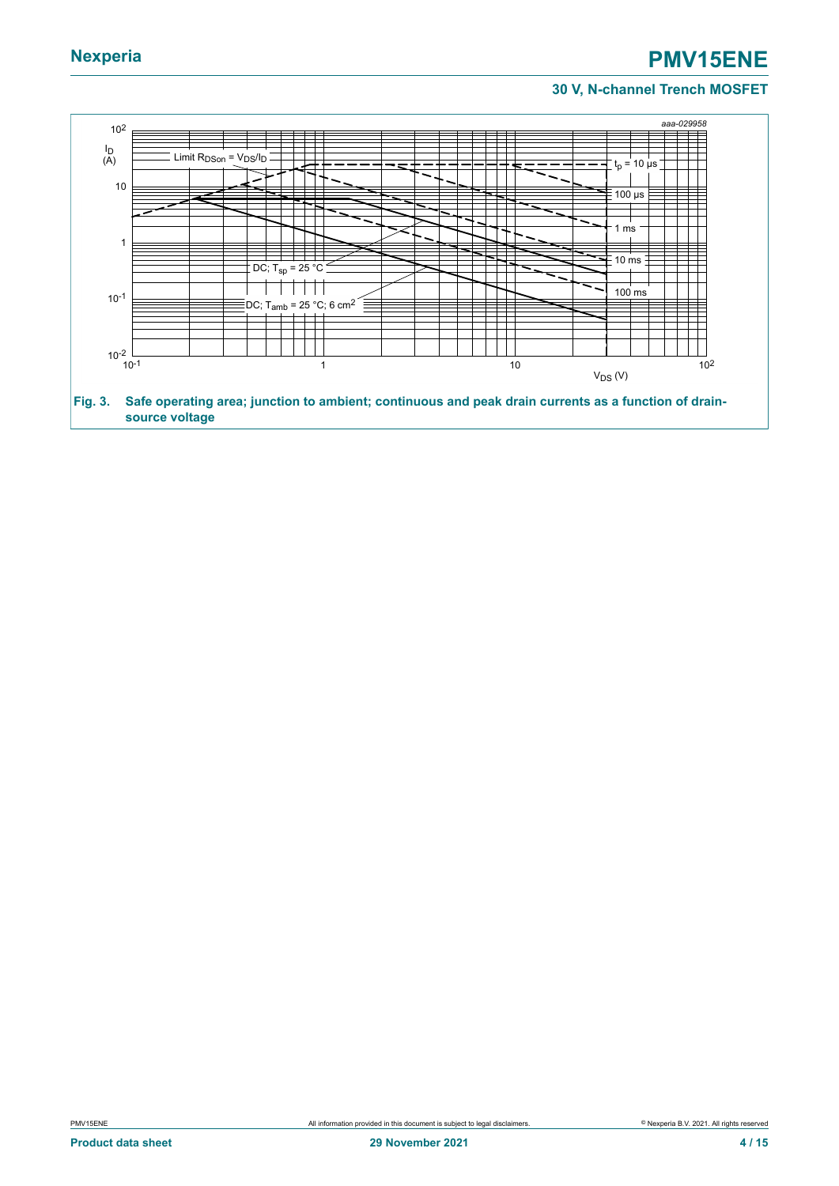**Fig. 3. Safe operating area; junction to ambient; continuous and peak drain currents as a function of drain-source voltage**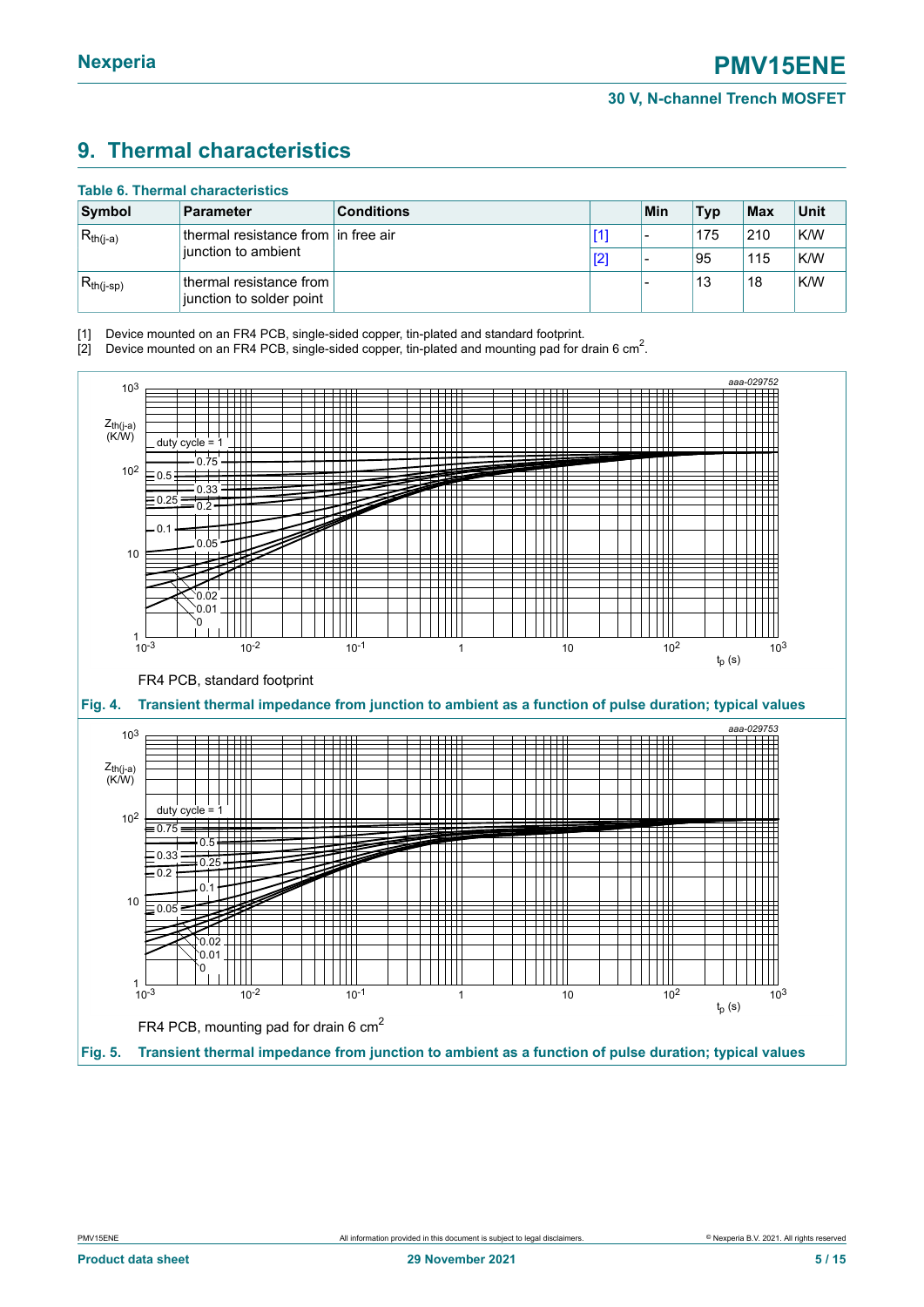## 9. Thermal characteristics

**Table 6. Thermal characteristics**

| Symbol | Parameter | Conditions | | Min | Typ | Max | Unit |
|---|---|---|---|---|---|---|---|
| $R_{th(j-a)}$ | thermal resistance from junction to ambient | in free air | [1] | - | 175 | 210 | K/W |
| | | | [2] | - | 95 | 115 | K/W |
| $R_{th(j-sp)}$ | thermal resistance from junction to solder point | | | - | 13 | 18 | K/W |

[1] Device mounted on an FR4 PCB, single-sided copper, tin-plated and standard footprint.

[2] Device mounted on an FR4 PCB, single-sided copper, tin-plated and mounting pad for drain 6 $cm^2$.

FR4 PCB, standard footprint

**Fig. 4. Transient thermal impedance from junction to ambient as a function of pulse duration; typical values**

FR4 PCB, mounting pad for drain 6 $cm^2$

**Fig. 5. Transient thermal impedance from junction to ambient as a function of pulse duration; typical values**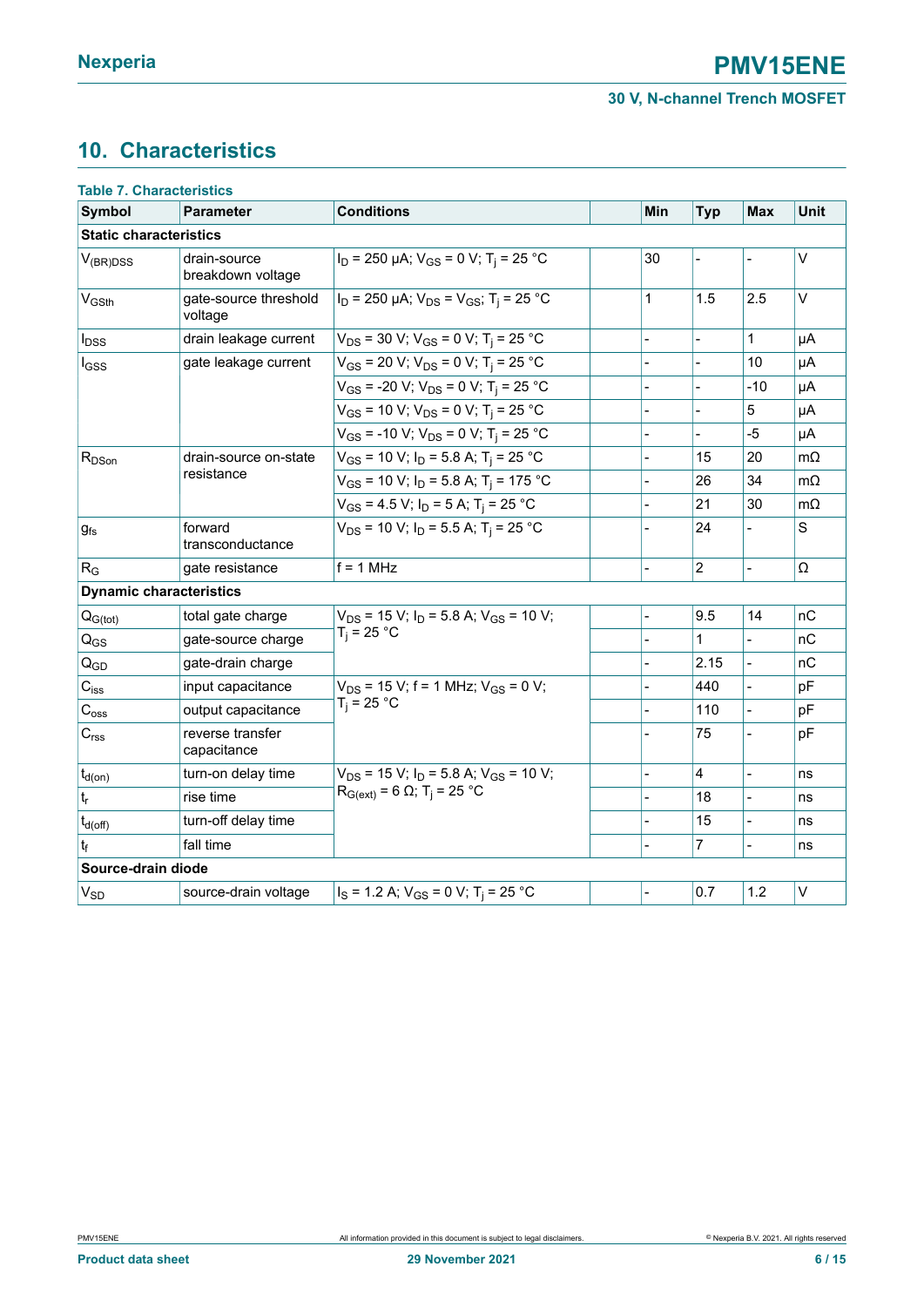## 10. Characteristics

**Table 7. Characteristics**

| Symbol | Parameter | Conditions | | Min | Typ | Max | Unit |
|---|---|---|---|---|---|---|---|
| **Static characteristics** | | | | | | | |
| $V_{(BR)DSS}$ | drain-source breakdown voltage | $I_D$ = 250 µA; $V_{GS}$ = 0 V; $T_j$ = 25 °C | | 30 | - | - | V |
| $V_{GSth}$ | gate-source threshold voltage | $I_D$ = 250 µA; $V_{DS}$ = $V_{GS}$; $T_j$ = 25 °C | | 1 | 1.5 | 2.5 | V |
| $I_{DSS}$ | drain leakage current | $V_{DS}$ = 30 V; $V_{GS}$ = 0 V; $T_j$ = 25 °C | | - | - | 1 | µA |
| $I_{GSS}$ | gate leakage current | $V_{GS}$ = 20 V; $V_{DS}$ = 0 V; $T_j$ = 25 °C | | - | - | 10 | µA |
| | | $V_{GS}$ = -20 V; $V_{DS}$ = 0 V; $T_j$ = 25 °C | | - | - | -10 | µA |
| | | $V_{GS}$ = 10 V; $V_{DS}$ = 0 V; $T_j$ = 25 °C | | - | - | 5 | µA |
| | | $V_{GS}$ = -10 V; $V_{DS}$ = 0 V; $T_j$ = 25 °C | | - | - | -5 | µA |
| $R_{DSon}$ | drain-source on-state resistance | $V_{GS}$ = 10 V; $I_D$ = 5.8 A; $T_j$ = 25 °C | | - | 15 | 20 | mΩ |
| | | $V_{GS}$ = 10 V; $I_D$ = 5.8 A; $T_j$ = 175 °C | | - | 26 | 34 | mΩ |
| | | $V_{GS}$ = 4.5 V; $I_D$ = 5 A; $T_j$ = 25 °C | | - | 21 | 30 | mΩ |
| $g_{fs}$ | forward transconductance | $V_{DS}$ = 10 V; $I_D$ = 5.5 A; $T_j$ = 25 °C | | - | 24 | - | S |
| $R_G$ | gate resistance | f = 1 MHz | | - | 2 | - | Ω |
| **Dynamic characteristics** | | | | | | | |
| $Q_{G(tot)}$ | total gate charge | $V_{DS}$ = 15 V; $I_D$ = 5.8 A; $V_{GS}$ = 10 V; $T_j$ = 25 °C | | - | 9.5 | 14 | nC |
| $Q_{GS}$ | gate-source charge | | | - | 1 | - | nC |
| $Q_{GD}$ | gate-drain charge | | | - | 2.15 | - | nC |
| $C_{iss}$ | input capacitance | $V_{DS}$ = 15 V; f = 1 MHz; $V_{GS}$ = 0 V; $T_j$ = 25 °C | | - | 440 | - | pF |
| $C_{oss}$ | output capacitance | | | - | 110 | - | pF |
| $C_{rss}$ | reverse transfer capacitance | | | - | 75 | - | pF |
| $t_{d(on)}$ | turn-on delay time | $V_{DS}$ = 15 V; $I_D$ = 5.8 A; $V_{GS}$ = 10 V; $R_{G(ext)}$ = 6 Ω; $T_j$ = 25 °C | | - | 4 | - | ns |
| $t_r$ | rise time | | | - | 18 | - | ns |
| $t_{d(off)}$ | turn-off delay time | | | - | 15 | - | ns |
| $t_f$ | fall time | | | - | 7 | - | ns |
| **Source-drain diode** | | | | | | | |
| $V_{SD}$ | source-drain voltage | $I_S$ = 1.2 A; $V_{GS}$ = 0 V; $T_j$ = 25 °C | | - | 0.7 | 1.2 | V |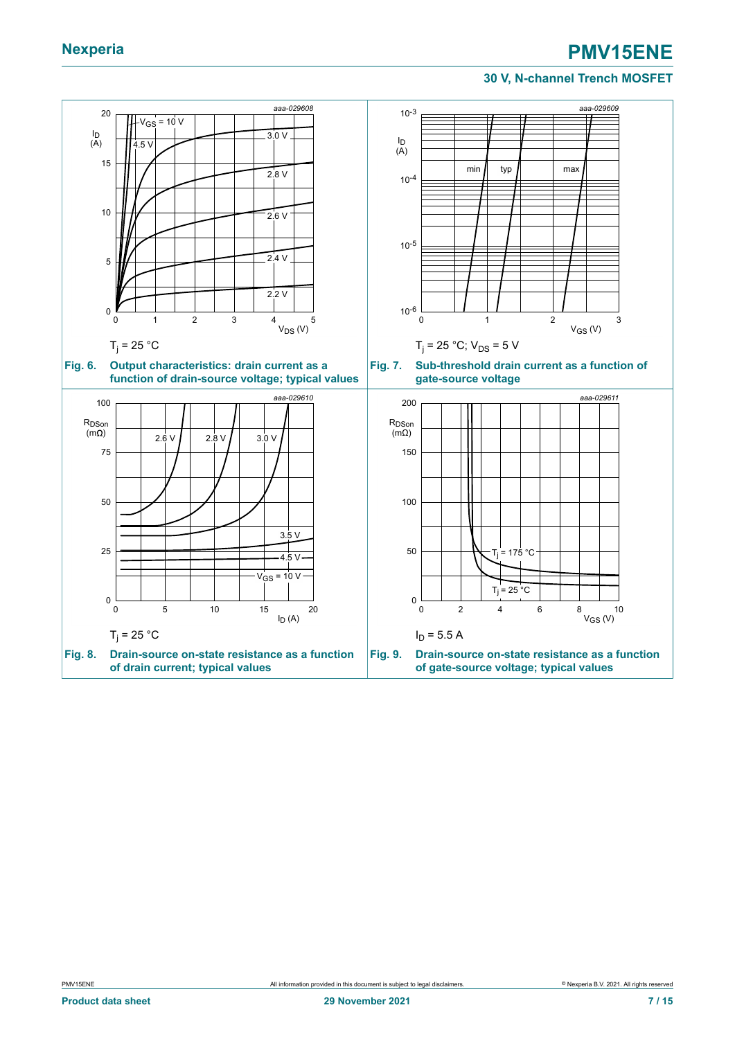aaa-029608

$T_j$ = 25 °C

**Fig. 6. Output characteristics: drain current as a function of drain-source voltage; typical values**

aaa-029609

$T_j$ = 25 °C; $V_{DS}$ = 5 V

**Fig. 7. Sub-threshold drain current as a function of gate-source voltage**

aaa-029610

$T_j$ = 25 °C

**Fig. 8. Drain-source on-state resistance as a function of drain current; typical values**

aaa-029611

$I_D$ = 5.5 A

**Fig. 9. Drain-source on-state resistance as a function of gate-source voltage; typical values**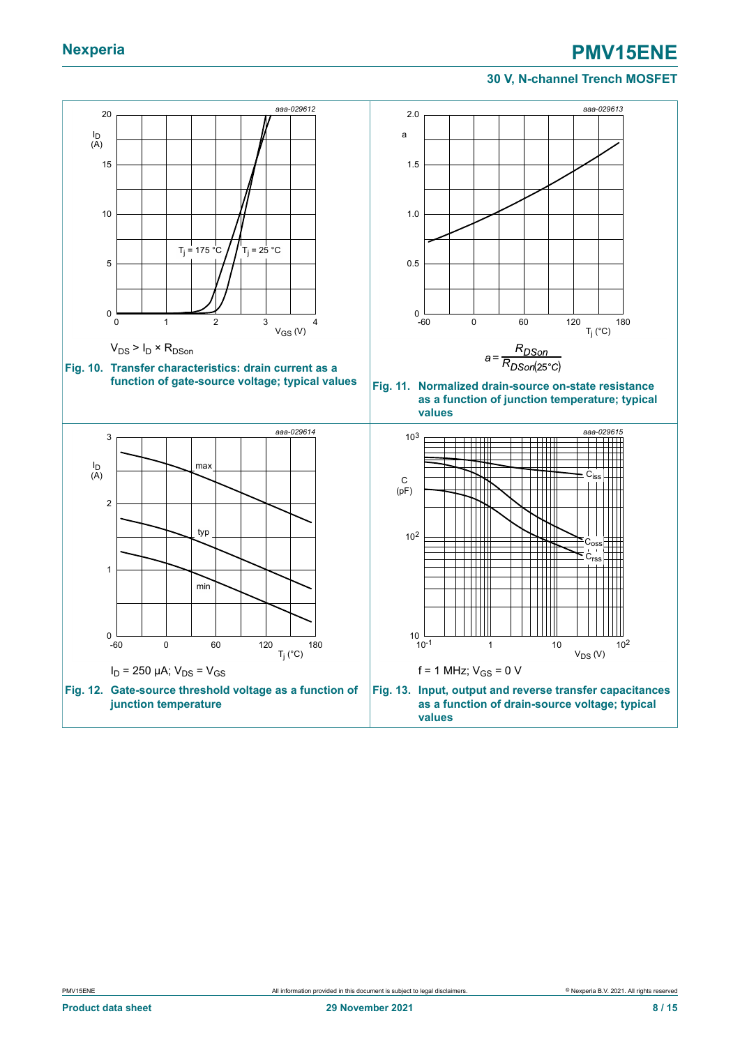$V_{DS} > I_D \times R_{DSon}$

**Fig. 10. Transfer characteristics: drain current as a function of gate-source voltage; typical values**

$$a = \frac{R_{DSon}}{R_{DSon(25°C)}}$$

**Fig. 11. Normalized drain-source on-state resistance as a function of junction temperature; typical values**

$I_D = 250\ \mu A$; $V_{DS} = V_{GS}$

**Fig. 12. Gate-source threshold voltage as a function of junction temperature**

f = 1 MHz; $V_{GS} = 0$ V

**Fig. 13. Input, output and reverse transfer capacitances as a function of drain-source voltage; typical values**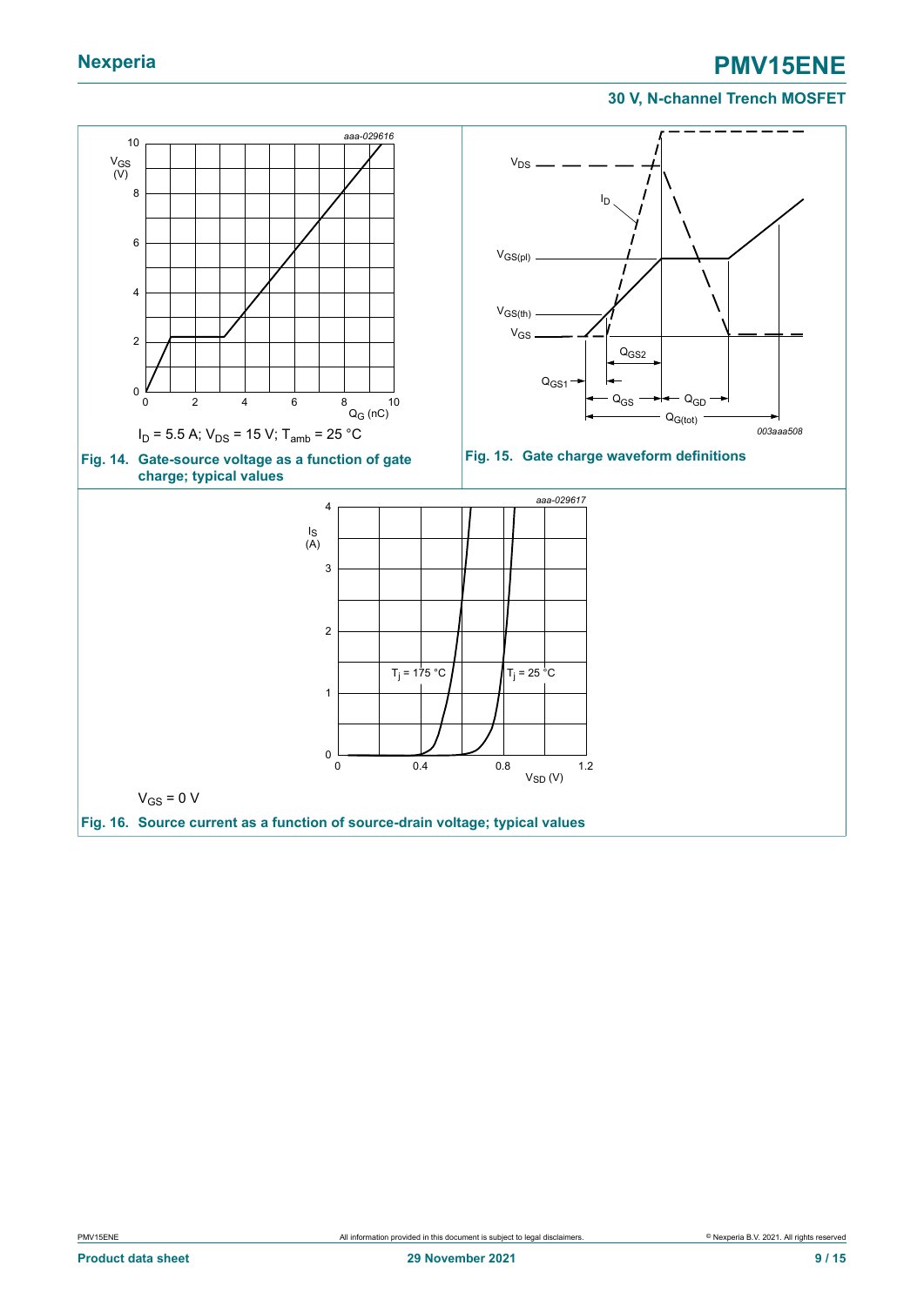$I_D$ = 5.5 A; $V_{DS}$ = 15 V; $T_{amb}$ = 25 °C

**Fig. 14. Gate-source voltage as a function of gate charge; typical values**

**Fig. 15. Gate charge waveform definitions**

$V_{GS}$ = 0 V

**Fig. 16. Source current as a function of source-drain voltage; typical values**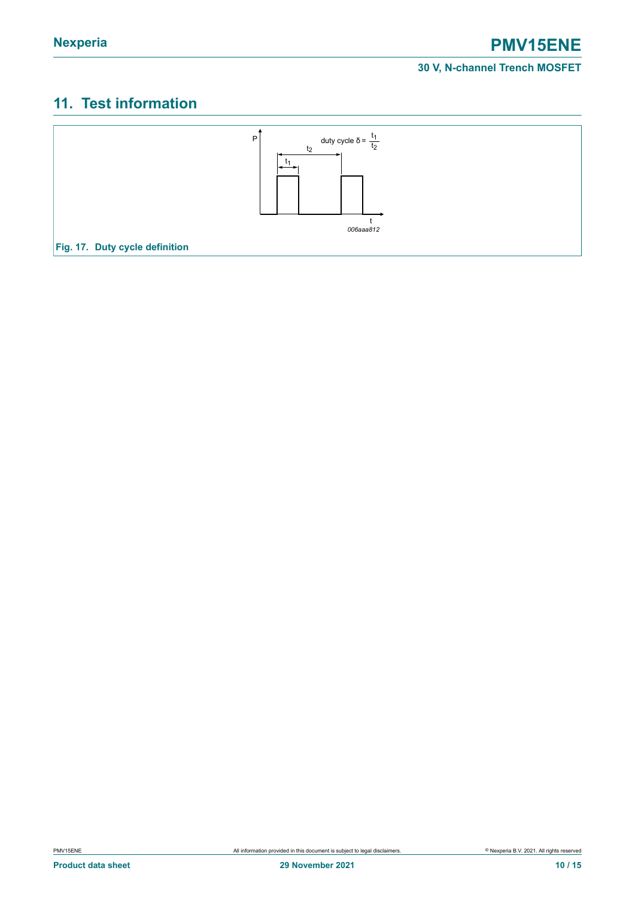## 11. Test information

duty cycle $\delta = \frac{t_1}{t_2}$

Fig. 17. Duty cycle definition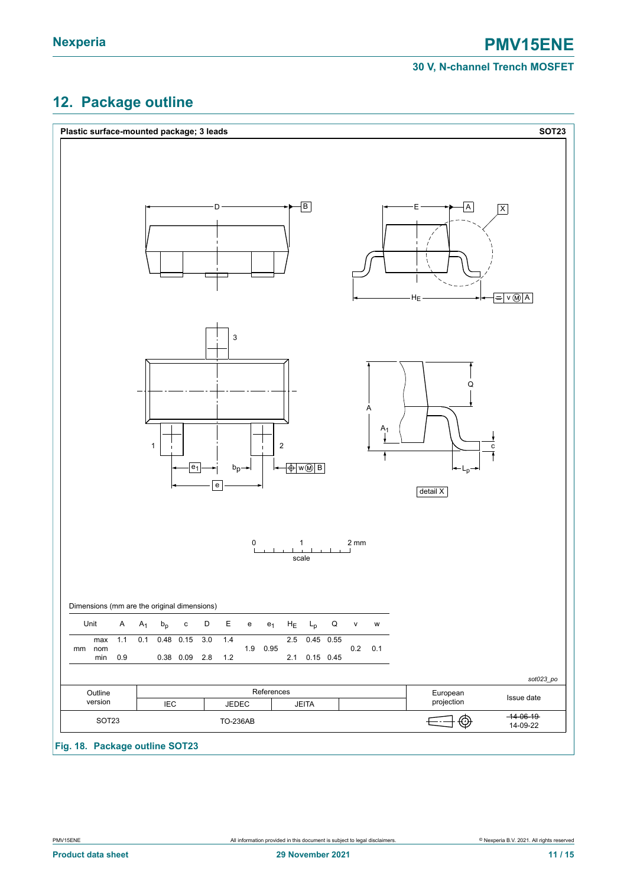## 12. Package outline

**Plastic surface-mounted package; 3 leads** **SOT23**

Dimensions (mm are the original dimensions)

| Unit | | A | $A_1$ | $b_p$ | c | D | E | e | $e_1$ | $H_E$ | $L_p$ | Q | v | w |
|---|---|---|---|---|---|---|---|---|---|---|---|---|---|---|
| mm | max | 1.1 | 0.1 | 0.48 | 0.15 | 3.0 | 1.4 | | | 2.5 | 0.45 | 0.55 | | |
| | nom | | | | | | | 1.9 | 0.95 | | | | 0.2 | 0.1 |
| | min | 0.9 | | 0.38 | 0.09 | 2.8 | 1.2 | | | 2.1 | 0.15 | 0.45 | | |

*sot023_po*

| Outline version | References | | | | European projection | Issue date |
|---|---|---|---|---|---|---|
| | IEC | JEDEC | JEITA | | | |
| SOT23 | | TO-236AB | | | | ~~14-06-19~~ 14-09-22 |

**Fig. 18. Package outline SOT23**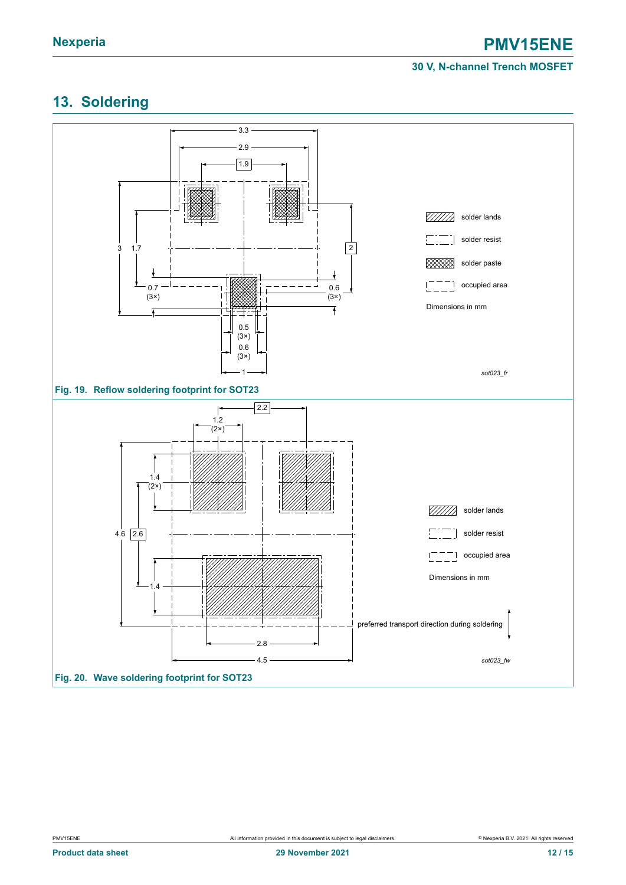## 13. Soldering

Fig. 19. Reflow soldering footprint for SOT23

Fig. 20. Wave soldering footprint for SOT23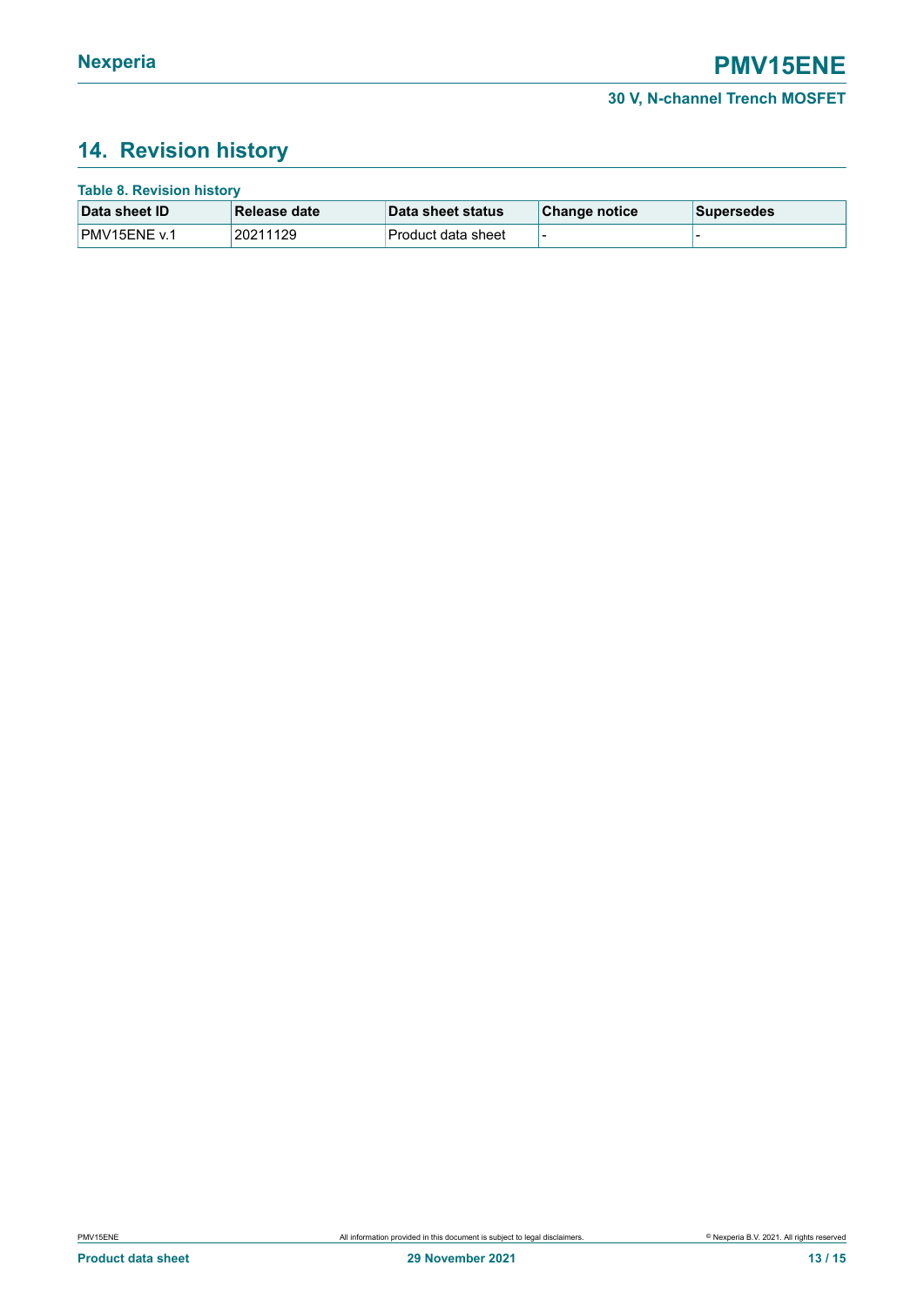## 14. Revision history

**Table 8. Revision history**

| Data sheet ID | Release date | Data sheet status | Change notice | Supersedes |
|---|---|---|---|---|
| PMV15ENE v.1 | 20211129 | Product data sheet | - | - |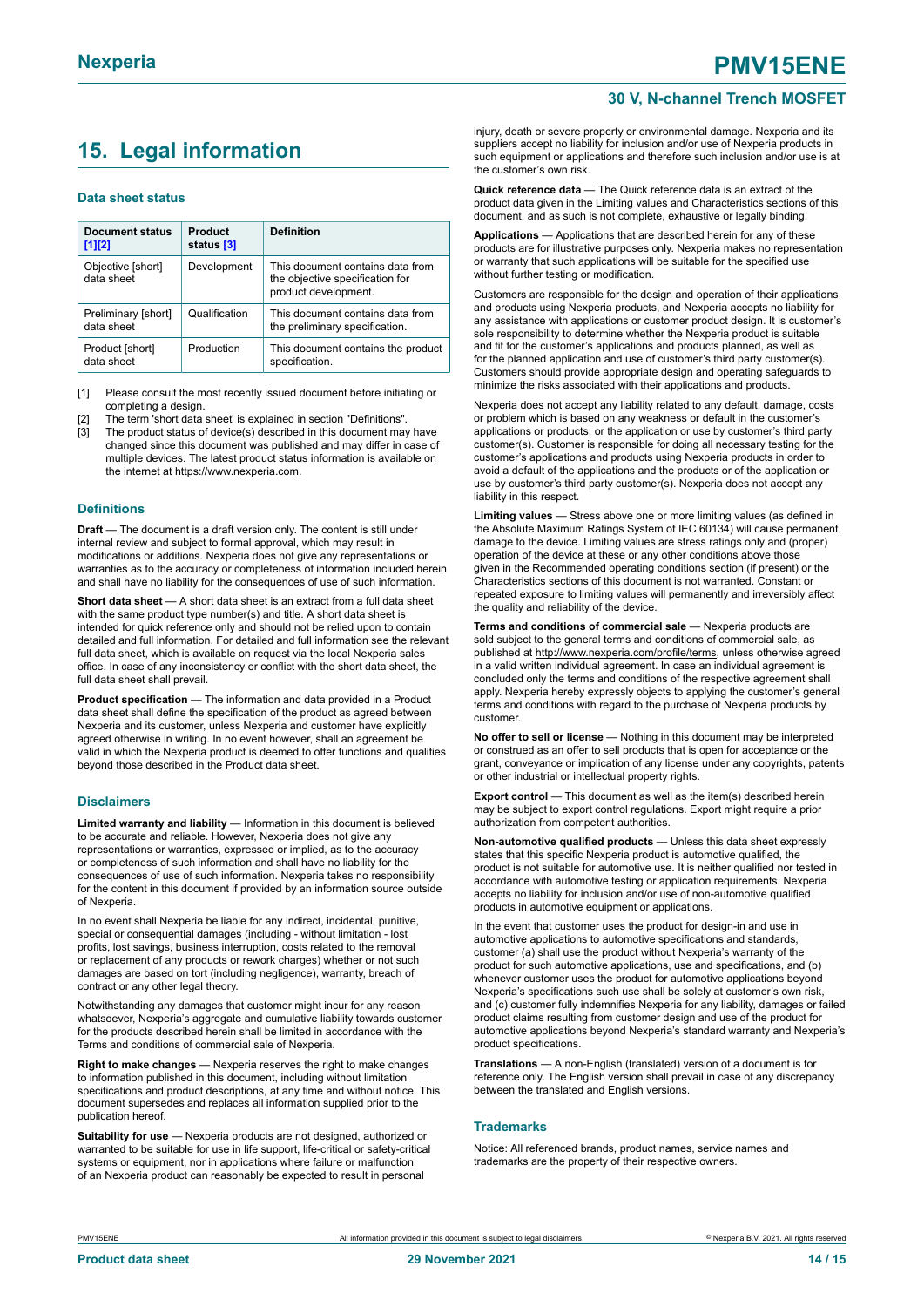# 15. Legal information

### Data sheet status

| Document status [1][2] | Product status [3] | Definition |
|---|---|---|
| Objective [short] data sheet | Development | This document contains data from the objective specification for product development. |
| Preliminary [short] data sheet | Qualification | This document contains data from the preliminary specification. |
| Product [short] data sheet | Production | This document contains the product specification. |

[1] Please consult the most recently issued document before initiating or completing a design.
[2] The term 'short data sheet' is explained in section "Definitions".
[3] The product status of device(s) described in this document may have changed since this document was published and may differ in case of multiple devices. The latest product status information is available on the internet at https://www.nexperia.com.

### Definitions

**Draft** — The document is a draft version only. The content is still under internal review and subject to formal approval, which may result in modifications or additions. Nexperia does not give any representations or warranties as to the accuracy or completeness of information included herein and shall have no liability for the consequences of use of such information.

**Short data sheet** — A short data sheet is an extract from a full data sheet with the same product type number(s) and title. A short data sheet is intended for quick reference only and should not be relied upon to contain detailed and full information. For detailed and full information see the relevant full data sheet, which is available on request via the local Nexperia sales office. In case of any inconsistency or conflict with the short data sheet, the full data sheet shall prevail.

**Product specification** — The information and data provided in a Product data sheet shall define the specification of the product as agreed between Nexperia and its customer, unless Nexperia and customer have explicitly agreed otherwise in writing. In no event however, shall an agreement be valid in which the Nexperia product is deemed to offer functions and qualities beyond those described in the Product data sheet.

### Disclaimers

**Limited warranty and liability** — Information in this document is believed to be accurate and reliable. However, Nexperia does not give any representations or warranties, expressed or implied, as to the accuracy or completeness of such information and shall have no liability for the consequences of use of such information. Nexperia takes no responsibility for the content in this document if provided by an information source outside of Nexperia.

In no event shall Nexperia be liable for any indirect, incidental, punitive, special or consequential damages (including - without limitation - lost profits, lost savings, business interruption, costs related to the removal or replacement of any products or rework charges) whether or not such damages are based on tort (including negligence), warranty, breach of contract or any other legal theory.

Notwithstanding any damages that customer might incur for any reason whatsoever, Nexperia's aggregate and cumulative liability towards customer for the products described herein shall be limited in accordance with the Terms and conditions of commercial sale of Nexperia.

**Right to make changes** — Nexperia reserves the right to make changes to information published in this document, including without limitation specifications and product descriptions, at any time and without notice. This document supersedes and replaces all information supplied prior to the publication hereof.

**Suitability for use** — Nexperia products are not designed, authorized or warranted to be suitable for use in life support, life-critical or safety-critical systems or equipment, nor in applications where failure or malfunction of an Nexperia product can reasonably be expected to result in personal injury, death or severe property or environmental damage. Nexperia and its suppliers accept no liability for inclusion and/or use of Nexperia products in such equipment or applications and therefore such inclusion and/or use is at the customer's own risk.

**Quick reference data** — The Quick reference data is an extract of the product data given in the Limiting values and Characteristics sections of this document, and as such is not complete, exhaustive or legally binding.

**Applications** — Applications that are described herein for any of these products are for illustrative purposes only. Nexperia makes no representation or warranty that such applications will be suitable for the specified use without further testing or modification.

Customers are responsible for the design and operation of their applications and products using Nexperia products, and Nexperia accepts no liability for any assistance with applications or customer product design. It is customer's sole responsibility to determine whether the Nexperia product is suitable and fit for the customer's applications and products planned, as well as for the planned application and use of customer's third party customer(s). Customers should provide appropriate design and operating safeguards to minimize the risks associated with their applications and products.

Nexperia does not accept any liability related to any default, damage, costs or problem which is based on any weakness or default in the customer's applications or products, or the application or use by customer's third party customer(s). Customer is responsible for doing all necessary testing for the customer's applications and products using Nexperia products in order to avoid a default of the applications and the products or of the application or use by customer's third party customer(s). Nexperia does not accept any liability in this respect.

**Limiting values** — Stress above one or more limiting values (as defined in the Absolute Maximum Ratings System of IEC 60134) will cause permanent damage to the device. Limiting values are stress ratings only and (proper) operation of the device at these or any other conditions above those given in the Recommended operating conditions section (if present) or the Characteristics sections of this document is not warranted. Constant or repeated exposure to limiting values will permanently and irreversibly affect the quality and reliability of the device.

**Terms and conditions of commercial sale** — Nexperia products are sold subject to the general terms and conditions of commercial sale, as published at http://www.nexperia.com/profile/terms, unless otherwise agreed in a valid written individual agreement. In case an individual agreement is concluded only the terms and conditions of the respective agreement shall apply. Nexperia hereby expressly objects to applying the customer's general terms and conditions with regard to the purchase of Nexperia products by customer.

**No offer to sell or license** — Nothing in this document may be interpreted or construed as an offer to sell products that is open for acceptance or the grant, conveyance or implication of any license under any copyrights, patents or other industrial or intellectual property rights.

**Export control** — This document as well as the item(s) described herein may be subject to export control regulations. Export might require a prior authorization from competent authorities.

**Non-automotive qualified products** — Unless this data sheet expressly states that this specific Nexperia product is automotive qualified, the product is not suitable for automotive use. It is neither qualified nor tested in accordance with automotive testing or application requirements. Nexperia accepts no liability for inclusion and/or use of non-automotive qualified products in automotive equipment or applications.

In the event that customer uses the product for design-in and use in automotive applications to automotive specifications and standards, customer (a) shall use the product without Nexperia's warranty of the product for such automotive applications, use and specifications, and (b) whenever customer uses the product for automotive applications beyond Nexperia's specifications such use shall be solely at customer's own risk, and (c) customer fully indemnifies Nexperia for any liability, damages or failed product claims resulting from customer design and use of the product for automotive applications beyond Nexperia's standard warranty and Nexperia's product specifications.

**Translations** — A non-English (translated) version of a document is for reference only. The English version shall prevail in case of any discrepancy between the translated and English versions.

### Trademarks

Notice: All referenced brands, product names, service names and trademarks are the property of their respective owners.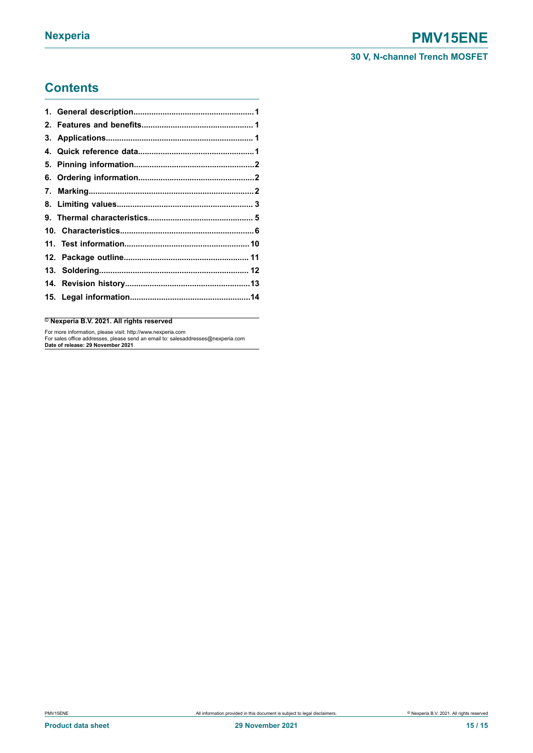## Contents

1. General description......................................................1
2. Features and benefits..................................................1
3. Applications.................................................................1
4. Quick reference data....................................................1
5. Pinning information......................................................2
6. Ordering information....................................................2
7. Marking..........................................................................2
8. Limiting values..............................................................3
9. Thermal characteristics...............................................5
10. Characteristics............................................................6
11. Test information.........................................................10
12. Package outline..........................................................11
13. Soldering.....................................................................12
14. Revision history..........................................................13
15. Legal information........................................................14

**© Nexperia B.V. 2021. All rights reserved**

For more information, please visit: http://www.nexperia.com
For sales office addresses, please send an email to: salesaddresses@nexperia.com
**Date of release: 29 November 2021**